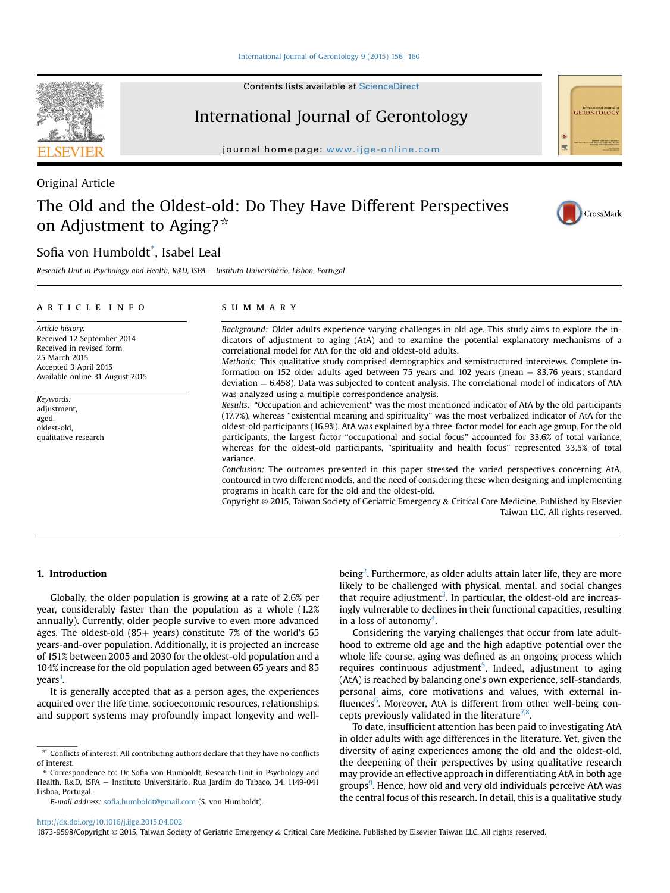Original Article

# The Old and the Oldest-old: Do They Have Different Perspectives on Adjustment to Aging?☆

Sofia von Humboldt*, Isabel Leal

Research Unit in Psychology and Health, R&D, ISPA – Instituto Universitário, Lisbon, Portugal

## ARTICLE INFO

*Article history:*
Received 12 September 2014
Received in revised form 25 March 2015
Accepted 3 April 2015
Available online 31 August 2015

*Keywords:*
adjustment,
aged,
oldest-old,
qualitative research

## SUMMARY

*Background:* Older adults experience varying challenges in old age. This study aims to explore the indicators of adjustment to aging (AtA) and to examine the potential explanatory mechanisms of a correlational model for AtA for the old and oldest-old adults.

*Methods:* This qualitative study comprised demographics and semistructured interviews. Complete information on 152 older adults aged between 75 years and 102 years (mean = 83.76 years; standard deviation = 6.458). Data was subjected to content analysis. The correlational model of indicators of AtA was analyzed using a multiple correspondence analysis.

*Results:* "Occupation and achievement" was the most mentioned indicator of AtA by the old participants (17.7%), whereas "existential meaning and spirituality" was the most verbalized indicator of AtA for the oldest-old participants (16.9%). AtA was explained by a three-factor model for each age group. For the old participants, the largest factor "occupational and social focus" accounted for 33.6% of total variance, whereas for the oldest-old participants, "spirituality and health focus" represented 33.5% of total variance.

*Conclusion:* The outcomes presented in this paper stressed the varied perspectives concerning AtA, contoured in two different models, and the need of considering these when designing and implementing programs in health care for the old and the oldest-old.

Copyright © 2015, Taiwan Society of Geriatric Emergency & Critical Care Medicine. Published by Elsevier Taiwan LLC. All rights reserved.

## 1. Introduction

Globally, the older population is growing at a rate of 2.6% per year, considerably faster than the population as a whole (1.2% annually). Currently, older people survive to even more advanced ages. The oldest-old (85+ years) constitute 7% of the world's 65 years-and-over population. Additionally, it is projected an increase of 151% between 2005 and 2030 for the oldest-old population and a 104% increase for the old population aged between 65 years and 85 years[1].

It is generally accepted that as a person ages, the experiences acquired over the life time, socioeconomic resources, relationships, and support systems may profoundly impact longevity and well-being[2]. Furthermore, as older adults attain later life, they are more likely to be challenged with physical, mental, and social changes that require adjustment[3]. In particular, the oldest-old are increasingly vulnerable to declines in their functional capacities, resulting in a loss of autonomy[4].

Considering the varying challenges that occur from late adulthood to extreme old age and the high adaptive potential over the whole life course, aging was defined as an ongoing process which requires continuous adjustment[5]. Indeed, adjustment to aging (AtA) is reached by balancing one's own experience, self-standards, personal aims, core motivations and values, with external influences[6]. Moreover, AtA is different from other well-being concepts previously validated in the literature[7,8].

To date, insufficient attention has been paid to investigating AtA in older adults with age differences in the literature. Yet, given the diversity of aging experiences among the old and the oldest-old, the deepening of their perspectives by using qualitative research may provide an effective approach in differentiating AtA in both age groups[9]. Hence, how old and very old individuals perceive AtA was the central focus of this research. In detail, this is a qualitative study

☆ Conflicts of interest: All contributing authors declare that they have no conflicts of interest.

* Correspondence to: Dr Sofia von Humboldt, Research Unit in Psychology and Health, R&D, ISPA – Instituto Universitário. Rua Jardim do Tabaco, 34, 1149-041 Lisboa, Portugal.

*E-mail address:* sofia.humboldt@gmail.com (S. von Humboldt).

http://dx.doi.org/10.1016/j.ijge.2015.04.002
1873-9598/Copyright © 2015, Taiwan Society of Geriatric Emergency & Critical Care Medicine. Published by Elsevier Taiwan LLC. All rights reserved.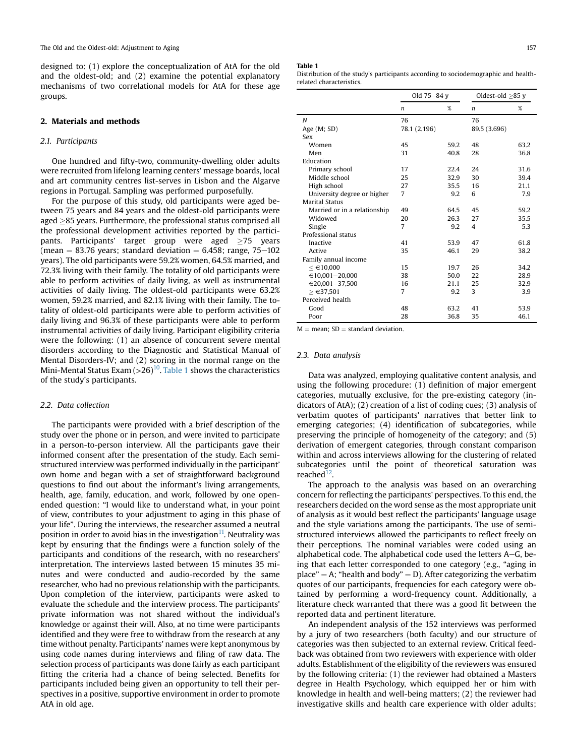designed to: (1) explore the conceptualization of AtA for the old and the oldest-old; and (2) examine the potential explanatory mechanisms of two correlational models for AtA for these age groups.

## 2. Materials and methods

### 2.1. Participants

One hundred and fifty-two, community-dwelling older adults were recruited from lifelong learning centers' message boards, local and art community centres list-serves in Lisbon and the Algarve regions in Portugal. Sampling was performed purposefully.

For the purpose of this study, old participants were aged between 75 years and 84 years and the oldest-old participants were aged ≥85 years. Furthermore, the professional status comprised all the professional development activities reported by the participants. Participants' target group were aged ≥75 years (mean = 83.76 years; standard deviation = 6.458; range, 75–102 years). The old participants were 59.2% women, 64.5% married, and 72.3% living with their family. The totality of old participants were able to perform activities of daily living, as well as instrumental activities of daily living. The oldest-old participants were 63.2% women, 59.2% married, and 82.1% living with their family. The totality of oldest-old participants were able to perform activities of daily living and 96.3% of these participants were able to perform instrumental activities of daily living. Participant eligibility criteria were the following: (1) an absence of concurrent severe mental disorders according to the Diagnostic and Statistical Manual of Mental Disorders-IV; and (2) scoring in the normal range on the Mini-Mental Status Exam (>26)[10]. Table 1 shows the characteristics of the study's participants.

**Table 1**
Distribution of the study's participants according to sociodemographic and health-related characteristics.

| | Old 75–84 y | | Oldest-old ≥85 y | |
|---|---|---|---|---|
| | *n* | % | *n* | % |
| *N* | 76 | | 76 | |
| Age (M; SD) | 78.1 (2.196) | | 89.5 (3.696) | |
| Sex | | | | |
| Women | 45 | 59.2 | 48 | 63.2 |
| Men | 31 | 40.8 | 28 | 36.8 |
| Education | | | | |
| Primary school | 17 | 22.4 | 24 | 31.6 |
| Middle school | 25 | 32.9 | 30 | 39.4 |
| High school | 27 | 35.5 | 16 | 21.1 |
| University degree or higher | 7 | 9.2 | 6 | 7.9 |
| Marital Status | | | | |
| Married or in a relationship | 49 | 64.5 | 45 | 59.2 |
| Widowed | 20 | 26.3 | 27 | 35.5 |
| Single | 7 | 9.2 | 4 | 5.3 |
| Professional status | | | | |
| Inactive | 41 | 53.9 | 47 | 61.8 |
| Active | 35 | 46.1 | 29 | 38.2 |
| Family annual income | | | | |
| ≤ €10,000 | 15 | 19.7 | 26 | 34.2 |
| €10,001–20,000 | 38 | 50.0 | 22 | 28.9 |
| €20,001–37,500 | 16 | 21.1 | 25 | 32.9 |
| ≥ €37,501 | 7 | 9.2 | 3 | 3.9 |
| Perceived health | | | | |
| Good | 48 | 63.2 | 41 | 53.9 |
| Poor | 28 | 36.8 | 35 | 46.1 |

M = mean; SD = standard deviation.

### 2.2. Data collection

The participants were provided with a brief description of the study over the phone or in person, and were invited to participate in a person-to-person interview. All the participants gave their informed consent after the presentation of the study. Each semi-structured interview was performed individually in the participant' own home and began with a set of straightforward background questions to find out about the informant's living arrangements, health, age, family, education, and work, followed by one open-ended question: "I would like to understand what, in your point of view, contributes to your adjustment to aging in this phase of your life". During the interviews, the researcher assumed a neutral position in order to avoid bias in the investigation[11]. Neutrality was kept by ensuring that the findings were a function solely of the participants and conditions of the research, with no researchers' interpretation. The interviews lasted between 15 minutes 35 minutes and were conducted and audio-recorded by the same researcher, who had no previous relationship with the participants. Upon completion of the interview, participants were asked to evaluate the schedule and the interview process. The participants' private information was not shared without the individual's knowledge or against their will. Also, at no time were participants identified and they were free to withdraw from the research at any time without penalty. Participants' names were kept anonymous by using code names during interviews and filing of raw data. The selection process of participants was done fairly as each participant fitting the criteria had a chance of being selected. Benefits for participants included being given an opportunity to tell their perspectives in a positive, supportive environment in order to promote AtA in old age.

### 2.3. Data analysis

Data was analyzed, employing qualitative content analysis, and using the following procedure: (1) definition of major emergent categories, mutually exclusive, for the pre-existing category (indicators of AtA); (2) creation of a list of coding cues; (3) analysis of verbatim quotes of participants' narratives that better link to emerging categories; (4) identification of subcategories, while preserving the principle of homogeneity of the category; and (5) derivation of emergent categories, through constant comparison within and across interviews allowing for the clustering of related subcategories until the point of theoretical saturation was reached[12].

The approach to the analysis was based on an overarching concern for reflecting the participants' perspectives. To this end, the researchers decided on the word sense as the most appropriate unit of analysis as it would best reflect the participants' language usage and the style variations among the participants. The use of semi-structured interviews allowed the participants to reflect freely on their perceptions. The nominal variables were coded using an alphabetical code. The alphabetical code used the letters A–G, being that each letter corresponded to one category (e.g., "aging in place" = A; "health and body" = D). After categorizing the verbatim quotes of our participants, frequencies for each category were obtained by performing a word-frequency count. Additionally, a literature check warranted that there was a good fit between the reported data and pertinent literature.

An independent analysis of the 152 interviews was performed by a jury of two researchers (both faculty) and our structure of categories was then subjected to an external review. Critical feedback was obtained from two reviewers with experience with older adults. Establishment of the eligibility of the reviewers was ensured by the following criteria: (1) the reviewer had obtained a Masters degree in Health Psychology, which equipped her or him with knowledge in health and well-being matters; (2) the reviewer had investigative skills and health care experience with older adults;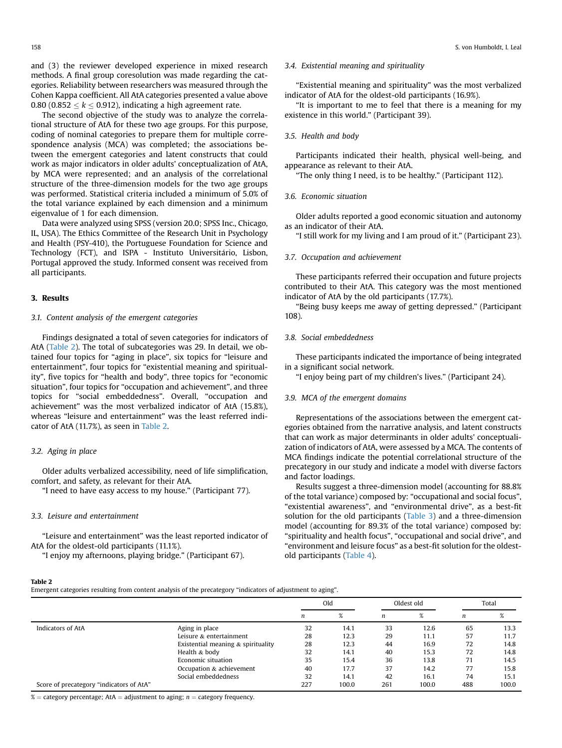and (3) the reviewer developed experience in mixed research methods. A final group coresolution was made regarding the categories. Reliability between researchers was measured through the Cohen Kappa coefficient. All AtA categories presented a value above 0.80 ($0.852 \leq k \leq 0.912$), indicating a high agreement rate.

The second objective of the study was to analyze the correlational structure of AtA for these two age groups. For this purpose, coding of nominal categories to prepare them for multiple correspondence analysis (MCA) was completed; the associations between the emergent categories and latent constructs that could work as major indicators in older adults' conceptualization of AtA, by MCA were represented; and an analysis of the correlational structure of the three-dimension models for the two age groups was performed. Statistical criteria included a minimum of 5.0% of the total variance explained by each dimension and a minimum eigenvalue of 1 for each dimension.

Data were analyzed using SPSS (version 20.0; SPSS Inc., Chicago, IL, USA). The Ethics Committee of the Research Unit in Psychology and Health (PSY-410), the Portuguese Foundation for Science and Technology (FCT), and ISPA - Instituto Universitário, Lisbon, Portugal approved the study. Informed consent was received from all participants.

## 3. Results

### 3.1. Content analysis of the emergent categories

Findings designated a total of seven categories for indicators of AtA (Table 2). The total of subcategories was 29. In detail, we obtained four topics for "aging in place", six topics for "leisure and entertainment", four topics for "existential meaning and spirituality", five topics for "health and body", three topics for "economic situation", four topics for "occupation and achievement", and three topics for "social embeddedness". Overall, "occupation and achievement" was the most verbalized indicator of AtA (15.8%), whereas "leisure and entertainment" was the least referred indicator of AtA (11.7%), as seen in Table 2.

### 3.2. Aging in place

Older adults verbalized accessibility, need of life simplification, comfort, and safety, as relevant for their AtA.

"I need to have easy access to my house." (Participant 77).

### 3.3. Leisure and entertainment

"Leisure and entertainment" was the least reported indicator of AtA for the oldest-old participants (11.1%).

"I enjoy my afternoons, playing bridge." (Participant 67).

### 3.4. Existential meaning and spirituality

"Existential meaning and spirituality" was the most verbalized indicator of AtA for the oldest-old participants (16.9%).

"It is important to me to feel that there is a meaning for my existence in this world." (Participant 39).

### 3.5. Health and body

Participants indicated their health, physical well-being, and appearance as relevant to their AtA.

"The only thing I need, is to be healthy." (Participant 112).

### 3.6. Economic situation

Older adults reported a good economic situation and autonomy as an indicator of their AtA.

"I still work for my living and I am proud of it." (Participant 23).

### 3.7. Occupation and achievement

These participants referred their occupation and future projects contributed to their AtA. This category was the most mentioned indicator of AtA by the old participants (17.7%).

"Being busy keeps me away of getting depressed." (Participant 108).

### 3.8. Social embeddedness

These participants indicated the importance of being integrated in a significant social network.

"I enjoy being part of my children's lives." (Participant 24).

### 3.9. MCA of the emergent domains

Representations of the associations between the emergent categories obtained from the narrative analysis, and latent constructs that can work as major determinants in older adults' conceptualization of indicators of AtA, were assessed by a MCA. The contents of MCA findings indicate the potential correlational structure of the precategory in our study and indicate a model with diverse factors and factor loadings.

Results suggest a three-dimension model (accounting for 88.8% of the total variance) composed by: "occupational and social focus", "existential awareness", and "environmental drive", as a best-fit solution for the old participants (Table 3) and a three-dimension model (accounting for 89.3% of the total variance) composed by: "spirituality and health focus", "occupational and social drive", and "environment and leisure focus" as a best-fit solution for the oldest-old participants (Table 4).

**Table 2**
Emergent categories resulting from content analysis of the precategory "indicators of adjustment to aging".

| | | Old | | Oldest old | | Total | |
|---|---|---|---|---|---|---|---|
| | | $n$ | % | $n$ | % | $n$ | % |
| Indicators of AtA | Aging in place | 32 | 14.1 | 33 | 12.6 | 65 | 13.3 |
| | Leisure & entertainment | 28 | 12.3 | 29 | 11.1 | 57 | 11.7 |
| | Existential meaning & spirituality | 28 | 12.3 | 44 | 16.9 | 72 | 14.8 |
| | Health & body | 32 | 14.1 | 40 | 15.3 | 72 | 14.8 |
| | Economic situation | 35 | 15.4 | 36 | 13.8 | 71 | 14.5 |
| | Occupation & achievement | 40 | 17.7 | 37 | 14.2 | 77 | 15.8 |
| | Social embeddedness | 32 | 14.1 | 42 | 16.1 | 74 | 15.1 |
| Score of precategory "indicators of AtA" | | 227 | 100.0 | 261 | 100.0 | 488 | 100.0 |

% = category percentage; AtA = adjustment to aging; $n$ = category frequency.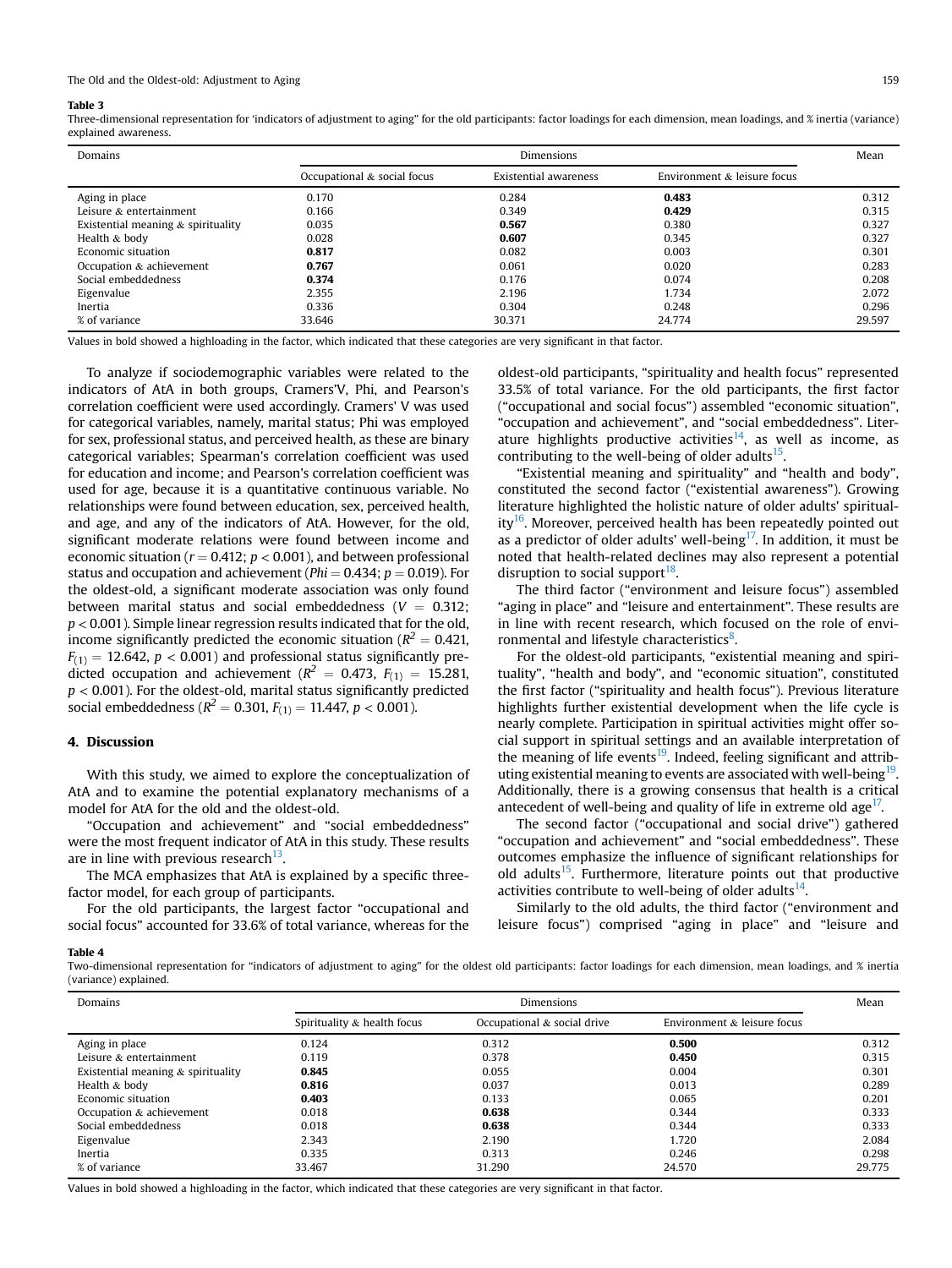**Table 3**

Three-dimensional representation for 'indicators of adjustment to aging" for the old participants: factor loadings for each dimension, mean loadings, and % inertia (variance) explained awareness.

| Domains | Dimensions | | | Mean |
|---|---|---|---|---|
| | Occupational & social focus | Existential awareness | Environment & leisure focus | |
| Aging in place | 0.170 | 0.284 | **0.483** | 0.312 |
| Leisure & entertainment | 0.166 | 0.349 | **0.429** | 0.315 |
| Existential meaning & spirituality | 0.035 | **0.567** | 0.380 | 0.327 |
| Health & body | 0.028 | **0.607** | 0.345 | 0.327 |
| Economic situation | **0.817** | 0.082 | 0.003 | 0.301 |
| Occupation & achievement | **0.767** | 0.061 | 0.020 | 0.283 |
| Social embeddedness | **0.374** | 0.176 | 0.074 | 0.208 |
| Eigenvalue | 2.355 | 2.196 | 1.734 | 2.072 |
| Inertia | 0.336 | 0.304 | 0.248 | 0.296 |
| % of variance | 33.646 | 30.371 | 24.774 | 29.597 |

Values in bold showed a highloading in the factor, which indicated that these categories are very significant in that factor.

To analyze if sociodemographic variables were related to the indicators of AtA in both groups, Cramers'V, Phi, and Pearson's correlation coefficient were used accordingly. Cramers' V was used for categorical variables, namely, marital status; Phi was employed for sex, professional status, and perceived health, as these are binary categorical variables; Spearman's correlation coefficient was used for education and income; and Pearson's correlation coefficient was used for age, because it is a quantitative continuous variable. No relationships were found between education, sex, perceived health, and age, and any of the indicators of AtA. However, for the old, significant moderate relations were found between income and economic situation ($r = 0.412$; $p < 0.001$), and between professional status and occupation and achievement ($Phi = 0.434$; $p = 0.019$). For the oldest-old, a significant moderate association was only found between marital status and social embeddedness ($V = 0.312$; $p < 0.001$). Simple linear regression results indicated that for the old, income significantly predicted the economic situation ($R^2 = 0.421$, $F_{(1)} = 12.642$, $p < 0.001$) and professional status significantly predicted occupation and achievement ($R^2 = 0.473$, $F_{(1)} = 15.281$, $p < 0.001$). For the oldest-old, marital status significantly predicted social embeddedness ($R^2 = 0.301$, $F_{(1)} = 11.447$, $p < 0.001$).

## 4. Discussion

With this study, we aimed to explore the conceptualization of AtA and to examine the potential explanatory mechanisms of a model for AtA for the old and the oldest-old.

"Occupation and achievement" and "social embeddedness" were the most frequent indicator of AtA in this study. These results are in line with previous research[13].

The MCA emphasizes that AtA is explained by a specific three-factor model, for each group of participants.

For the old participants, the largest factor "occupational and social focus" accounted for 33.6% of total variance, whereas for the oldest-old participants, "spirituality and health focus" represented 33.5% of total variance. For the old participants, the first factor ("occupational and social focus") assembled "economic situation", "occupation and achievement", and "social embeddedness". Literature highlights productive activities[14], as well as income, as contributing to the well-being of older adults[15].

"Existential meaning and spirituality" and "health and body", constituted the second factor ("existential awareness"). Growing literature highlighted the holistic nature of older adults' spirituality[16]. Moreover, perceived health has been repeatedly pointed out as a predictor of older adults' well-being[17]. In addition, it must be noted that health-related declines may also represent a potential disruption to social support[18].

The third factor ("environment and leisure focus") assembled "aging in place" and "leisure and entertainment". These results are in line with recent research, which focused on the role of environmental and lifestyle characteristics[8].

For the oldest-old participants, "existential meaning and spirituality", "health and body", and "economic situation", constituted the first factor ("spirituality and health focus"). Previous literature highlights further existential development when the life cycle is nearly complete. Participation in spiritual activities might offer social support in spiritual settings and an available interpretation of the meaning of life events[19]. Indeed, feeling significant and attributing existential meaning to events are associated with well-being[19]. Additionally, there is a growing consensus that health is a critical antecedent of well-being and quality of life in extreme old age[17].

The second factor ("occupational and social drive") gathered "occupation and achievement" and "social embeddedness". These outcomes emphasize the influence of significant relationships for old adults[15]. Furthermore, literature points out that productive activities contribute to well-being of older adults[14].

Similarly to the old adults, the third factor ("environment and leisure focus") comprised "aging in place" and "leisure and

**Table 4**

Two-dimensional representation for "indicators of adjustment to aging" for the oldest old participants: factor loadings for each dimension, mean loadings, and % inertia (variance) explained.

| Domains | Dimensions | | | Mean |
|---|---|---|---|---|
| | Spirituality & health focus | Occupational & social drive | Environment & leisure focus | |
| Aging in place | 0.124 | 0.312 | **0.500** | 0.312 |
| Leisure & entertainment | 0.119 | 0.378 | **0.450** | 0.315 |
| Existential meaning & spirituality | **0.845** | 0.055 | 0.004 | 0.301 |
| Health & body | **0.816** | 0.037 | 0.013 | 0.289 |
| Economic situation | **0.403** | 0.133 | 0.065 | 0.201 |
| Occupation & achievement | 0.018 | **0.638** | 0.344 | 0.333 |
| Social embeddedness | 0.018 | **0.638** | 0.344 | 0.333 |
| Eigenvalue | 2.343 | 2.190 | 1.720 | 2.084 |
| Inertia | 0.335 | 0.313 | 0.246 | 0.298 |
| % of variance | 33.467 | 31.290 | 24.570 | 29.775 |

Values in bold showed a highloading in the factor, which indicated that these categories are very significant in that factor.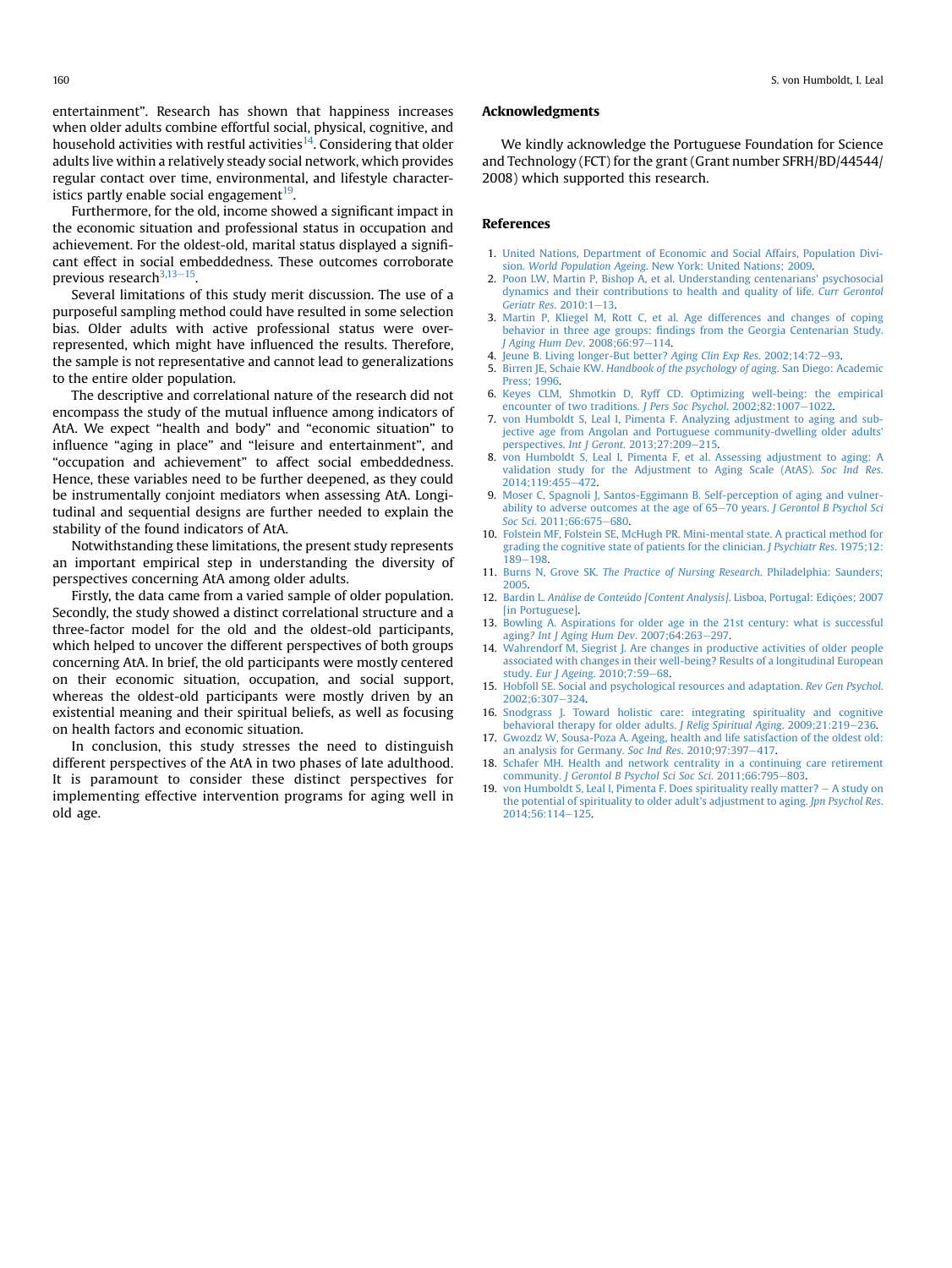entertainment". Research has shown that happiness increases when older adults combine effortful social, physical, cognitive, and household activities with restful activities[14]. Considering that older adults live within a relatively steady social network, which provides regular contact over time, environmental, and lifestyle characteristics partly enable social engagement[19].

Furthermore, for the old, income showed a significant impact in the economic situation and professional status in occupation and achievement. For the oldest-old, marital status displayed a significant effect in social embeddedness. These outcomes corroborate previous research[3,13–15].

Several limitations of this study merit discussion. The use of a purposeful sampling method could have resulted in some selection bias. Older adults with active professional status were overrepresented, which might have influenced the results. Therefore, the sample is not representative and cannot lead to generalizations to the entire older population.

The descriptive and correlational nature of the research did not encompass the study of the mutual influence among indicators of AtA. We expect "health and body" and "economic situation" to influence "aging in place" and "leisure and entertainment", and "occupation and achievement" to affect social embeddedness. Hence, these variables need to be further deepened, as they could be instrumentally conjoint mediators when assessing AtA. Longitudinal and sequential designs are further needed to explain the stability of the found indicators of AtA.

Notwithstanding these limitations, the present study represents an important empirical step in understanding the diversity of perspectives concerning AtA among older adults.

Firstly, the data came from a varied sample of older population. Secondly, the study showed a distinct correlational structure and a three-factor model for the old and the oldest-old participants, which helped to uncover the different perspectives of both groups concerning AtA. In brief, the old participants were mostly centered on their economic situation, occupation, and social support, whereas the oldest-old participants were mostly driven by an existential meaning and their spiritual beliefs, as well as focusing on health factors and economic situation.

In conclusion, this study stresses the need to distinguish different perspectives of the AtA in two phases of late adulthood. It is paramount to consider these distinct perspectives for implementing effective intervention programs for aging well in old age.

## Acknowledgments

We kindly acknowledge the Portuguese Foundation for Science and Technology (FCT) for the grant (Grant number SFRH/BD/44544/2008) which supported this research.

## References

1. United Nations, Department of Economic and Social Affairs, Population Division. *World Population Ageing*. New York: United Nations; 2009.
2. Poon LW, Martin P, Bishop A, et al. Understanding centenarians' psychosocial dynamics and their contributions to health and quality of life. *Curr Gerontol Geriatr Res*. 2010:1–13.
3. Martin P, Kliegel M, Rott C, et al. Age differences and changes of coping behavior in three age groups: findings from the Georgia Centenarian Study. *J Aging Hum Dev*. 2008;66:97–114.
4. Jeune B. Living longer-But better? *Aging Clin Exp Res*. 2002;14:72–93.
5. Birren JE, Schaie KW. *Handbook of the psychology of aging*. San Diego: Academic Press; 1996.
6. Keyes CLM, Shmotkin D, Ryff CD. Optimizing well-being: the empirical encounter of two traditions. *J Pers Soc Psychol*. 2002;82:1007–1022.
7. von Humboldt S, Leal I, Pimenta F. Analyzing adjustment to aging and subjective age from Angolan and Portuguese community-dwelling older adults' perspectives. *Int J Geront*. 2013;27:209–215.
8. von Humboldt S, Leal I, Pimenta F, et al. Assessing adjustment to aging: A validation study for the Adjustment to Aging Scale (AtAS). *Soc Ind Res*. 2014;119:455–472.
9. Moser C, Spagnoli J, Santos-Eggimann B. Self-perception of aging and vulnerability to adverse outcomes at the age of 65–70 years. *J Gerontol B Psychol Sci Soc Sci*. 2011;66:675–680.
10. Folstein MF, Folstein SE, McHugh PR. Mini-mental state. A practical method for grading the cognitive state of patients for the clinician. *J Psychiatr Res*. 1975;12:189–198.
11. Burns N, Grove SK. *The Practice of Nursing Research*. Philadelphia: Saunders; 2005.
12. Bardin L. *Análise de Conteúdo [Content Analysis]*. Lisboa, Portugal: Edições; 2007 [in Portuguese].
13. Bowling A. Aspirations for older age in the 21st century: what is successful aging? *Int J Aging Hum Dev*. 2007;64:263–297.
14. Wahrendorf M, Siegrist J. Are changes in productive activities of older people associated with changes in their well-being? Results of a longitudinal European study. *Eur J Ageing*. 2010;7:59–68.
15. Hobfoll SE. Social and psychological resources and adaptation. *Rev Gen Psychol*. 2002;6:307–324.
16. Snodgrass J. Toward holistic care: integrating spirituality and cognitive behavioral therapy for older adults. *J Relig Spiritual Aging*. 2009;21:219–236.
17. Gwozdz W, Sousa-Poza A. Ageing, health and life satisfaction of the oldest old: an analysis for Germany. *Soc Ind Res*. 2010;97:397–417.
18. Schafer MH. Health and network centrality in a continuing care retirement community. *J Gerontol B Psychol Sci Soc Sci*. 2011;66:795–803.
19. von Humboldt S, Leal I, Pimenta F. Does spirituality really matter? – A study on the potential of spirituality to older adult's adjustment to aging. *Jpn Psychol Res*. 2014;56:114–125.